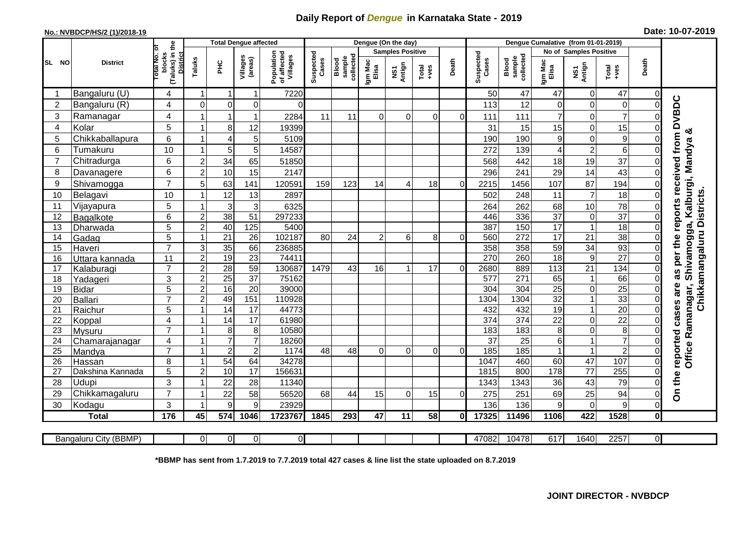# Daily Report of *Dengue* in Karnataka State - 2019

**No.: NVBDCP/HS/2 (1)/2018-19**

**Date: 10-07-2019**

| SL NO | District | Total No. of blocks (Taluks) in the District | Total Dengue affected | | | | Dengue (On the day) | | | | | | | Dengue Cumalative (from 01-01-2019) | | | | | | | |
|---|---|---|---|---|---|---|---|---|---|---|---|---|---|---|---|---|---|---|---|---|
| | | | Taluks | PHC | Villages (areas) | Population of affected Villages | Suspected Cases | Blood sample collected | Samples Positive | | | Death | Suspected Cases | Blood sample collected | No of Samples Positive | | | Death | |
| | | | | | | | | | Igm Mac Elisa | NS1 Antign | Total +ves | | | | Igm Mac Elisa | NS1 Antign | Total +ves | | |
| 1 | Bangaluru (U) | 4 | 1 | 1 | 1 | 7220 | | | | | | | 50 | 47 | 47 | 0 | 47 | 0 | On the reported cases are as per the reports received from DVBDC Office Ramanagar, Shivamogga, Kalburgi, Mandya & Chikkamangaluru Districts. |
| 2 | Bangaluru (R) | 4 | 0 | 0 | 0 | 0 | | | | | | | 113 | 12 | 0 | 0 | 0 | 0 | |
| 3 | Ramanagar | 4 | 1 | 1 | 1 | 2284 | 11 | 11 | 0 | 0 | 0 | 0 | 111 | 111 | 7 | 0 | 7 | 0 | |
| 4 | Kolar | 5 | 1 | 8 | 12 | 19399 | | | | | | | 31 | 15 | 15 | 0 | 15 | 0 | |
| 5 | Chikkaballapura | 6 | 1 | 4 | 5 | 5109 | | | | | | | 190 | 190 | 9 | 0 | 9 | 0 | |
| 6 | Tumakuru | 10 | 1 | 5 | 5 | 14587 | | | | | | | 272 | 139 | 4 | 2 | 6 | 0 | |
| 7 | Chitradurga | 6 | 2 | 34 | 65 | 51850 | | | | | | | 568 | 442 | 18 | 19 | 37 | 0 | |
| 8 | Davanagere | 6 | 2 | 10 | 15 | 2147 | | | | | | | 296 | 241 | 29 | 14 | 43 | 0 | |
| 9 | Shivamogga | 7 | 5 | 63 | 141 | 120591 | 159 | 123 | 14 | 4 | 18 | 0 | 2215 | 1456 | 107 | 87 | 194 | 0 | |
| 10 | Belagavi | 10 | 1 | 12 | 13 | 2897 | | | | | | | 502 | 248 | 11 | 7 | 18 | 0 | |
| 11 | Vijayapura | 5 | 1 | 3 | 3 | 6325 | | | | | | | 264 | 262 | 68 | 10 | 78 | 0 | |
| 12 | Bagalkote | 6 | 2 | 38 | 51 | 297233 | | | | | | | 446 | 336 | 37 | 0 | 37 | 0 | |
| 13 | Dharwada | 5 | 2 | 40 | 125 | 5400 | | | | | | | 387 | 150 | 17 | 1 | 18 | 0 | |
| 14 | Gadag | 5 | 1 | 21 | 26 | 102187 | 80 | 24 | 2 | 6 | 8 | 0 | 560 | 272 | 17 | 21 | 38 | 0 | |
| 15 | Haveri | 7 | 3 | 35 | 66 | 236885 | | | | | | | 358 | 358 | 59 | 34 | 93 | 0 | |
| 16 | Uttara kannada | 11 | 2 | 19 | 23 | 74411 | | | | | | | 270 | 260 | 18 | 9 | 27 | 0 | |
| 17 | Kalaburagi | 7 | 2 | 28 | 59 | 130687 | 1479 | 43 | 16 | 1 | 17 | 0 | 2680 | 889 | 113 | 21 | 134 | 0 | |
| 18 | Yadageri | 3 | 2 | 25 | 37 | 75162 | | | | | | | 577 | 271 | 65 | 1 | 66 | 0 | |
| 19 | Bidar | 5 | 2 | 16 | 20 | 39000 | | | | | | | 304 | 304 | 25 | 0 | 25 | 0 | |
| 20 | Ballari | 7 | 2 | 49 | 151 | 110928 | | | | | | | 1304 | 1304 | 32 | 1 | 33 | 0 | |
| 21 | Raichur | 5 | 1 | 14 | 17 | 44773 | | | | | | | 432 | 432 | 19 | 1 | 20 | 0 | |
| 22 | Koppal | 4 | 1 | 14 | 17 | 61980 | | | | | | | 374 | 374 | 22 | 0 | 22 | 0 | |
| 23 | Mysuru | 7 | 1 | 8 | 8 | 10580 | | | | | | | 183 | 183 | 8 | 0 | 8 | 0 | |
| 24 | Chamarajanagar | 4 | 1 | 7 | 7 | 18260 | | | | | | | 37 | 25 | 6 | 1 | 7 | 0 | |
| 25 | Mandya | 7 | 1 | 2 | 2 | 1174 | 48 | 48 | 0 | 0 | 0 | 0 | 185 | 185 | 1 | 1 | 2 | 0 | |
| 26 | Hassan | 8 | 1 | 54 | 64 | 34278 | | | | | | | 1047 | 460 | 60 | 47 | 107 | 0 | |
| 27 | Dakshina Kannada | 5 | 2 | 10 | 17 | 156631 | | | | | | | 1815 | 800 | 178 | 77 | 255 | 0 | |
| 28 | Udupi | 3 | 1 | 22 | 28 | 11340 | | | | | | | 1343 | 1343 | 36 | 43 | 79 | 0 | |
| 29 | Chikkamagaluru | 7 | 1 | 22 | 58 | 56520 | 68 | 44 | 15 | 0 | 15 | 0 | 275 | 251 | 69 | 25 | 94 | 0 | |
| 30 | Kodagu | 3 | 1 | 9 | 9 | 23929 | | | | | | | 136 | 136 | 9 | 0 | 9 | 0 | |
| **Total** | | **176** | **45** | **574** | **1046** | **1723767** | **1845** | **293** | **47** | **11** | **58** | **0** | **17325** | **11496** | **1106** | **422** | **1528** | **0** | |

| Bangaluru City (BBMP) | | 0 | 0 | 0 | 0 | | | | | | | 47082 | 10478 | 617 | 1640 | 2257 | 0 |
|---|---|---|---|---|---|---|---|---|---|---|---|---|---|---|---|---|---|

**\*BBMP has sent from 1.7.2019 to 7.7.2019 total 427 cases & line list the state uploaded on 8.7.2019**

**JOINT DIRECTOR - NVBDCP**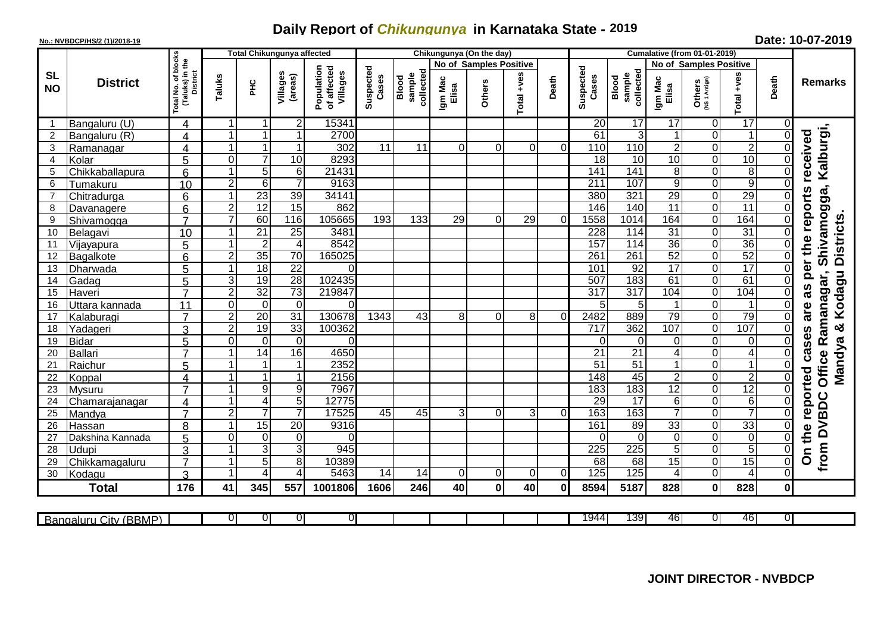# Daily Report of *Chikungunya* in Karnataka State - 2019

**No.: NVBDCP/HS/2 (1)/2018-19**

**Date: 10-07-2019**

| SL NO | District | Total No. of blocks (Taluks) in the District | Total Chikungunya affected | | | | Chikungunya (On the day) | | | | | | | Cumalative (from 01-01-2019) | | | | | | | Remarks |
|---|---|---|---|---|---|---|---|---|---|---|---|---|---|---|---|---|---|---|---|---|---|
| | | | Taluks | PHC | Villages (areas) | Population of affected Villages | Suspected Cases | Blood sample collected | No of Samples Positive | | | Death | Suspected Cases | Blood sample collected | No of Samples Positive | | | Death | |
| | | | | | | | | | Igm Mac Elisa | Others | Total +ves | | | | Igm Mac Elisa | Others (NS 1 Antign) | Total +ves | | |
| 1 | Bangaluru (U) | 4 | 1 | 1 | 2 | 15341 | | | | | | | 20 | 17 | 17 | 0 | 17 | 0 | On the reported cases are as per the reports received from DVBDC Office Ramanagar, Shivamogga, Kalburgi, Mandya & Kodagu Districts. |
| 2 | Bangaluru (R) | 4 | 1 | 1 | 1 | 2700 | | | | | | | 61 | 3 | 1 | 0 | 1 | 0 | |
| 3 | Ramanagar | 4 | 1 | 1 | 1 | 302 | 11 | 11 | 0 | 0 | 0 | 0 | 110 | 110 | 2 | 0 | 2 | 0 | |
| 4 | Kolar | 5 | 0 | 7 | 10 | 8293 | | | | | | | 18 | 10 | 10 | 0 | 10 | 0 | |
| 5 | Chikkaballapura | 6 | 1 | 5 | 6 | 21431 | | | | | | | 141 | 141 | 8 | 0 | 8 | 0 | |
| 6 | Tumakuru | 10 | 2 | 6 | 7 | 9163 | | | | | | | 211 | 107 | 9 | 0 | 9 | 0 | |
| 7 | Chitradurga | 6 | 1 | 23 | 39 | 34141 | | | | | | | 380 | 321 | 29 | 0 | 29 | 0 | |
| 8 | Davanagere | 6 | 2 | 12 | 15 | 862 | | | | | | | 146 | 140 | 11 | 0 | 11 | 0 | |
| 9 | Shivamogga | 7 | 7 | 60 | 116 | 105665 | 193 | 133 | 29 | 0 | 29 | 0 | 1558 | 1014 | 164 | 0 | 164 | 0 | |
| 10 | Belagavi | 10 | 1 | 21 | 25 | 3481 | | | | | | | 228 | 114 | 31 | 0 | 31 | 0 | |
| 11 | Vijayapura | 5 | 1 | 2 | 4 | 8542 | | | | | | | 157 | 114 | 36 | 0 | 36 | 0 | |
| 12 | Bagalkote | 6 | 2 | 35 | 70 | 165025 | | | | | | | 261 | 261 | 52 | 0 | 52 | 0 | |
| 13 | Dharwada | 5 | 1 | 18 | 22 | 0 | | | | | | | 101 | 92 | 17 | 0 | 17 | 0 | |
| 14 | Gadag | 5 | 3 | 19 | 28 | 102435 | | | | | | | 507 | 183 | 61 | 0 | 61 | 0 | |
| 15 | Haveri | 7 | 2 | 32 | 73 | 219847 | | | | | | | 317 | 317 | 104 | 0 | 104 | 0 | |
| 16 | Uttara kannada | 11 | 0 | 0 | 0 | 0 | | | | | | | 5 | 5 | 1 | 0 | 1 | 0 | |
| 17 | Kalaburagi | 7 | 2 | 20 | 31 | 130678 | 1343 | 43 | 8 | 0 | 8 | 0 | 2482 | 889 | 79 | 0 | 79 | 0 | |
| 18 | Yadageri | 3 | 2 | 19 | 33 | 100362 | | | | | | | 717 | 362 | 107 | 0 | 107 | 0 | |
| 19 | Bidar | 5 | 0 | 0 | 0 | 0 | | | | | | | 0 | 0 | 0 | 0 | 0 | 0 | |
| 20 | Ballari | 7 | 1 | 14 | 16 | 4650 | | | | | | | 21 | 21 | 4 | 0 | 4 | 0 | |
| 21 | Raichur | 5 | 1 | 1 | 1 | 2352 | | | | | | | 51 | 51 | 1 | 0 | 1 | 0 | |
| 22 | Koppal | 4 | 1 | 1 | 1 | 2156 | | | | | | | 148 | 45 | 2 | 0 | 2 | 0 | |
| 23 | Mysuru | 7 | 1 | 9 | 9 | 7967 | | | | | | | 183 | 183 | 12 | 0 | 12 | 0 | |
| 24 | Chamarajanagar | 4 | 1 | 4 | 5 | 12775 | | | | | | | 29 | 17 | 6 | 0 | 6 | 0 | |
| 25 | Mandya | 7 | 2 | 7 | 7 | 17525 | 45 | 45 | 3 | 0 | 3 | 0 | 163 | 163 | 7 | 0 | 7 | 0 | |
| 26 | Hassan | 8 | 1 | 15 | 20 | 9316 | | | | | | | 161 | 89 | 33 | 0 | 33 | 0 | |
| 27 | Dakshina Kannada | 5 | 0 | 0 | 0 | 0 | | | | | | | 0 | 0 | 0 | 0 | 0 | 0 | |
| 28 | Udupi | 3 | 1 | 3 | 3 | 945 | | | | | | | 225 | 225 | 5 | 0 | 5 | 0 | |
| 29 | Chikkamagaluru | 7 | 1 | 5 | 8 | 10389 | | | | | | | 68 | 68 | 15 | 0 | 15 | 0 | |
| 30 | Kodagu | 3 | 1 | 4 | 4 | 5463 | 14 | 14 | 0 | 0 | 0 | 0 | 125 | 125 | 4 | 0 | 4 | 0 | |
| **Total** | | **176** | **41** | **345** | **557** | **1001806** | **1606** | **246** | **40** | **0** | **40** | **0** | **8594** | **5187** | **828** | **0** | **828** | **0** | |

| | | | | | | | | | | | | | | | | | | | |
|---|---|---|---|---|---|---|---|---|---|---|---|---|---|---|---|---|---|---|---|
| Bangaluru City (BBMP) | | 0 | 0 | 0 | 0 | | | | | | | 1944 | 139 | 46 | 0 | 46 | 0 | |

**JOINT DIRECTOR - NVBDCP**